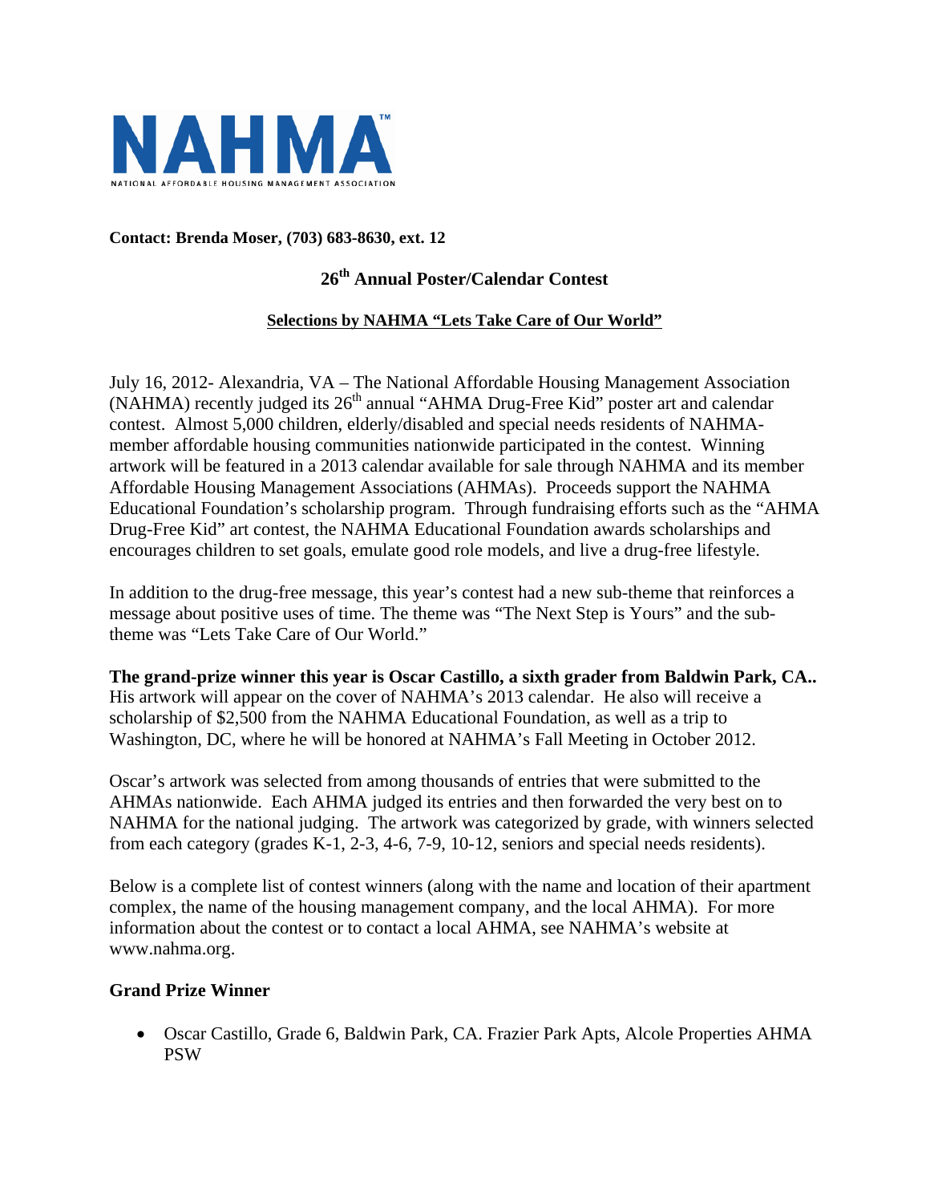NAHMA

NATIONAL AFFORDABLE HOUSING MANAGEMENT ASSOCIATION

**Contact: Brenda Moser, (703) 683-8630, ext. 12**

## 26th Annual Poster/Calendar Contest

**Selections by NAHMA "Lets Take Care of Our World"**

July 16, 2012- Alexandria, VA – The National Affordable Housing Management Association (NAHMA) recently judged its 26th annual "AHMA Drug-Free Kid" poster art and calendar contest. Almost 5,000 children, elderly/disabled and special needs residents of NAHMA-member affordable housing communities nationwide participated in the contest. Winning artwork will be featured in a 2013 calendar available for sale through NAHMA and its member Affordable Housing Management Associations (AHMAs). Proceeds support the NAHMA Educational Foundation's scholarship program. Through fundraising efforts such as the "AHMA Drug-Free Kid" art contest, the NAHMA Educational Foundation awards scholarships and encourages children to set goals, emulate good role models, and live a drug-free lifestyle.

In addition to the drug-free message, this year's contest had a new sub-theme that reinforces a message about positive uses of time. The theme was "The Next Step is Yours" and the sub-theme was "Lets Take Care of Our World."

**The grand-prize winner this year is Oscar Castillo, a sixth grader from Baldwin Park, CA..** His artwork will appear on the cover of NAHMA's 2013 calendar. He also will receive a scholarship of $2,500 from the NAHMA Educational Foundation, as well as a trip to Washington, DC, where he will be honored at NAHMA's Fall Meeting in October 2012.

Oscar's artwork was selected from among thousands of entries that were submitted to the AHMAs nationwide. Each AHMA judged its entries and then forwarded the very best on to NAHMA for the national judging. The artwork was categorized by grade, with winners selected from each category (grades K-1, 2-3, 4-6, 7-9, 10-12, seniors and special needs residents).

Below is a complete list of contest winners (along with the name and location of their apartment complex, the name of the housing management company, and the local AHMA). For more information about the contest or to contact a local AHMA, see NAHMA's website at www.nahma.org.

### Grand Prize Winner

- Oscar Castillo, Grade 6, Baldwin Park, CA. Frazier Park Apts, Alcole Properties AHMA PSW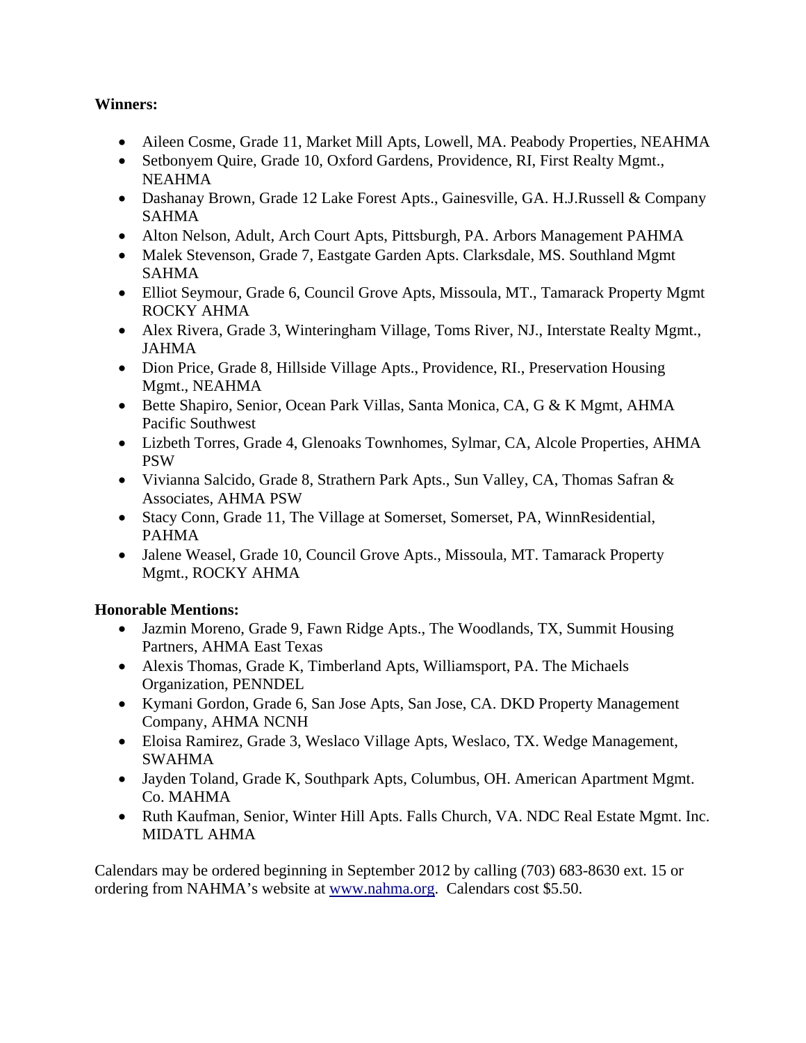**Winners:**

- Aileen Cosme, Grade 11, Market Mill Apts, Lowell, MA. Peabody Properties, NEAHMA
- Setbonyem Quire, Grade 10, Oxford Gardens, Providence, RI, First Realty Mgmt., NEAHMA
- Dashanay Brown, Grade 12 Lake Forest Apts., Gainesville, GA. H.J.Russell & Company SAHMA
- Alton Nelson, Adult, Arch Court Apts, Pittsburgh, PA. Arbors Management PAHMA
- Malek Stevenson, Grade 7, Eastgate Garden Apts. Clarksdale, MS. Southland Mgmt SAHMA
- Elliot Seymour, Grade 6, Council Grove Apts, Missoula, MT., Tamarack Property Mgmt ROCKY AHMA
- Alex Rivera, Grade 3, Winteringham Village, Toms River, NJ., Interstate Realty Mgmt., JAHMA
- Dion Price, Grade 8, Hillside Village Apts., Providence, RI., Preservation Housing Mgmt., NEAHMA
- Bette Shapiro, Senior, Ocean Park Villas, Santa Monica, CA, G & K Mgmt, AHMA Pacific Southwest
- Lizbeth Torres, Grade 4, Glenoaks Townhomes, Sylmar, CA, Alcole Properties, AHMA PSW
- Vivianna Salcido, Grade 8, Strathern Park Apts., Sun Valley, CA, Thomas Safran & Associates, AHMA PSW
- Stacy Conn, Grade 11, The Village at Somerset, Somerset, PA, WinnResidential, PAHMA
- Jalene Weasel, Grade 10, Council Grove Apts., Missoula, MT. Tamarack Property Mgmt., ROCKY AHMA

**Honorable Mentions:**

- Jazmin Moreno, Grade 9, Fawn Ridge Apts., The Woodlands, TX, Summit Housing Partners, AHMA East Texas
- Alexis Thomas, Grade K, Timberland Apts, Williamsport, PA. The Michaels Organization, PENNDEL
- Kymani Gordon, Grade 6, San Jose Apts, San Jose, CA. DKD Property Management Company, AHMA NCNH
- Eloisa Ramirez, Grade 3, Weslaco Village Apts, Weslaco, TX. Wedge Management, SWAHMA
- Jayden Toland, Grade K, Southpark Apts, Columbus, OH. American Apartment Mgmt. Co. MAHMA
- Ruth Kaufman, Senior, Winter Hill Apts. Falls Church, VA. NDC Real Estate Mgmt. Inc. MIDATL AHMA

Calendars may be ordered beginning in September 2012 by calling (703) 683-8630 ext. 15 or ordering from NAHMA's website at www.nahma.org. Calendars cost $5.50.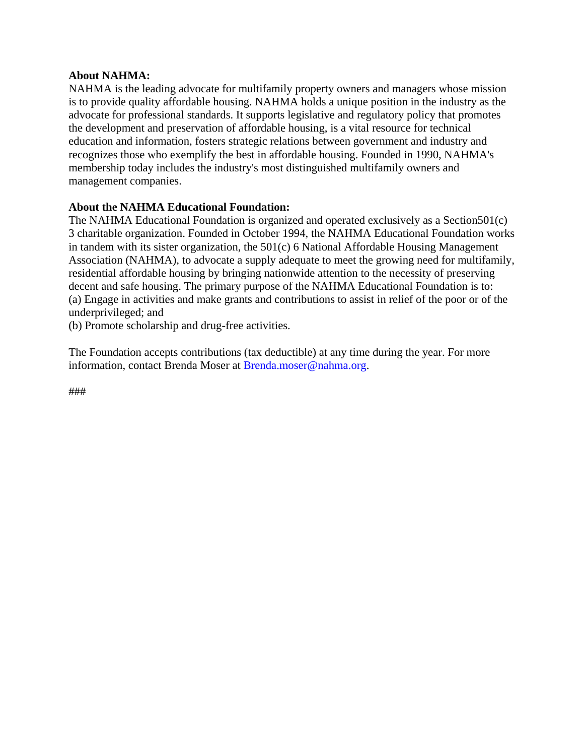**About NAHMA:**
NAHMA is the leading advocate for multifamily property owners and managers whose mission is to provide quality affordable housing. NAHMA holds a unique position in the industry as the advocate for professional standards. It supports legislative and regulatory policy that promotes the development and preservation of affordable housing, is a vital resource for technical education and information, fosters strategic relations between government and industry and recognizes those who exemplify the best in affordable housing. Founded in 1990, NAHMA's membership today includes the industry's most distinguished multifamily owners and management companies.

**About the NAHMA Educational Foundation:**
The NAHMA Educational Foundation is organized and operated exclusively as a Section501(c) 3 charitable organization. Founded in October 1994, the NAHMA Educational Foundation works in tandem with its sister organization, the 501(c) 6 National Affordable Housing Management Association (NAHMA), to advocate a supply adequate to meet the growing need for multifamily, residential affordable housing by bringing nationwide attention to the necessity of preserving decent and safe housing. The primary purpose of the NAHMA Educational Foundation is to:
(a) Engage in activities and make grants and contributions to assist in relief of the poor or of the underprivileged; and
(b) Promote scholarship and drug-free activities.

The Foundation accepts contributions (tax deductible) at any time during the year. For more information, contact Brenda Moser at Brenda.moser@nahma.org.

###